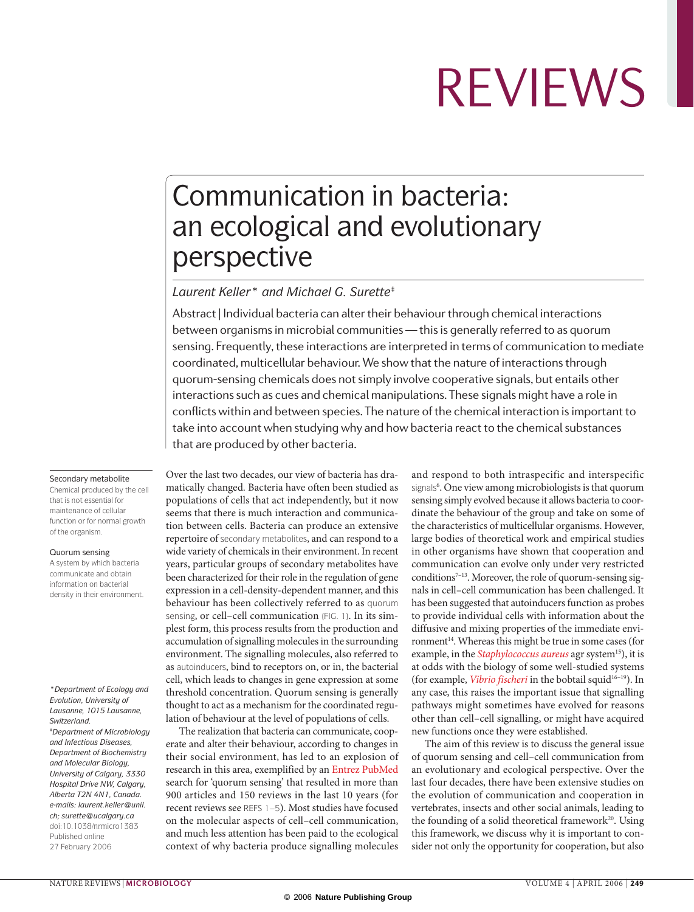# Communication in bacteria: an ecological and evolutionary perspective

*Laurent Keller\* and Michael G. Surette‡*

Abstract | Individual bacteria can alter their behaviour through chemical interactions between organisms in microbial communities — this is generally referred to as quorum sensing. Frequently, these interactions are interpreted in terms of communication to mediate coordinated, multicellular behaviour. We show that the nature of interactions through quorum-sensing chemicals does not simply involve cooperative signals, but entails other interactions such as cues and chemical manipulations. These signals might have a role in conflicts within and between species. The nature of the chemical interaction is important to take into account when studying why and how bacteria react to the chemical substances that are produced by other bacteria.

Over the last two decades, our view of bacteria has dramatically changed. Bacteria have often been studied as populations of cells that act independently, but it now seems that there is much interaction and communication between cells. Bacteria can produce an extensive repertoire of secondary metabolites, and can respond to a wide variety of chemicals in their environment. In recent years, particular groups of secondary metabolites have been characterized for their role in the regulation of gene expression in a cell-density-dependent manner, and this behaviour has been collectively referred to as quorum sensing, or cell–cell communication (FIG. 1). In its simplest form, this process results from the production and accumulation of signalling molecules in the surrounding environment. The signalling molecules, also referred to as autoinducers, bind to receptors on, or in, the bacterial cell, which leads to changes in gene expression at some threshold concentration. Quorum sensing is generally thought to act as a mechanism for the coordinated regulation of behaviour at the level of populations of cells.

The realization that bacteria can communicate, cooperate and alter their behaviour, according to changes in their social environment, has led to an explosion of research in this area, exemplified by an Entrez PubMed search for 'quorum sensing' that resulted in more than 900 articles and 150 reviews in the last 10 years (for recent reviews see REFS 1–5). Most studies have focused on the molecular aspects of cell–cell communication, and much less attention has been paid to the ecological context of why bacteria produce signalling molecules and respond to both intraspecific and interspecific signals[6]. One view among microbiologists is that quorum sensing simply evolved because it allows bacteria to coordinate the behaviour of the group and take on some of the characteristics of multicellular organisms. However, large bodies of theoretical work and empirical studies in other organisms have shown that cooperation and communication can evolve only under very restricted conditions[7–13]. Moreover, the role of quorum-sensing signals in cell–cell communication has been challenged. It has been suggested that autoinducers function as probes to provide individual cells with information about the diffusive and mixing properties of the immediate environment[14]. Whereas this might be true in some cases (for example, in the *Staphylococcus aureus* agr system[15]), it is at odds with the biology of some well-studied systems (for example, *Vibrio fischeri* in the bobtail squid[16–19]). In any case, this raises the important issue that signalling pathways might sometimes have evolved for reasons other than cell–cell signalling, or might have acquired new functions once they were established.

The aim of this review is to discuss the general issue of quorum sensing and cell–cell communication from an evolutionary and ecological perspective. Over the last four decades, there have been extensive studies on the evolution of communication and cooperation in vertebrates, insects and other social animals, leading to the founding of a solid theoretical framework[20]. Using this framework, we discuss why it is important to consider not only the opportunity for cooperation, but also

**Secondary metabolite**
Chemical produced by the cell that is not essential for maintenance of cellular function or for normal growth of the organism.

**Quorum sensing**
A system by which bacteria communicate and obtain information on bacterial density in their environment.

\*Department of Ecology and Evolution, University of Lausanne, 1015 Lausanne, Switzerland.
‡Department of Microbiology and Infectious Diseases, Department of Biochemistry and Molecular Biology, University of Calgary, 3330 Hospital Drive NW, Calgary, Alberta T2N 4N1, Canada.
e-mails: laurent.keller@unil.ch; surette@ucalgary.ca
doi:10.1038/nrmicro1383
Published online 27 February 2006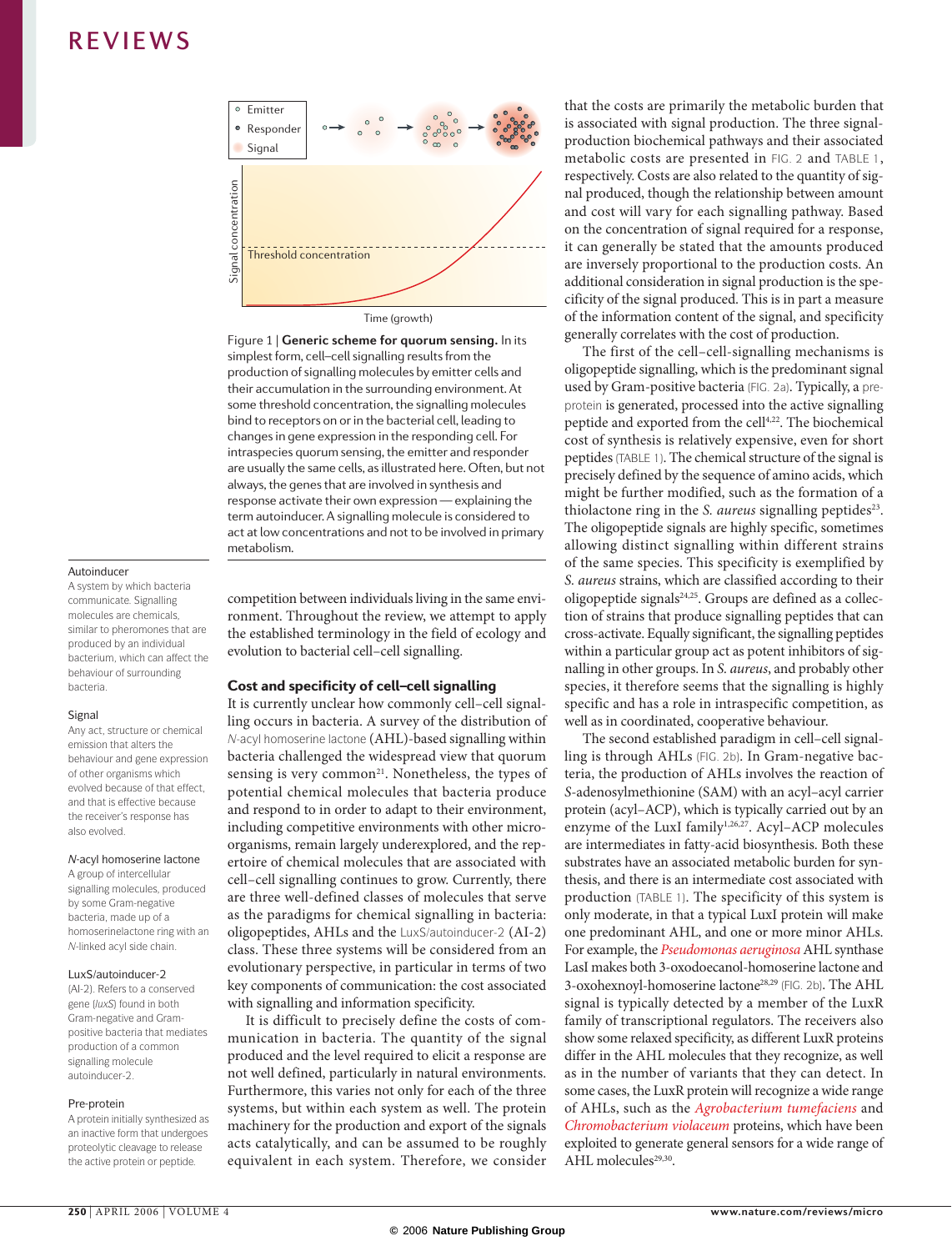Emitter
Responder
Signal

Signal concentration

Threshold concentration

Time (growth)

Figure 1 | **Generic scheme for quorum sensing.** In its simplest form, cell–cell signalling results from the production of signalling molecules by emitter cells and their accumulation in the surrounding environment. At some threshold concentration, the signalling molecules bind to receptors on or in the bacterial cell, leading to changes in gene expression in the responding cell. For intraspecies quorum sensing, the emitter and responder are usually the same cells, as illustrated here. Often, but not always, the genes that are involved in synthesis and response activate their own expression — explaining the term autoinducer. A signalling molecule is considered to act at low concentrations and not to be involved in primary metabolism.

competition between individuals living in the same environment. Throughout the review, we attempt to apply the established terminology in the field of ecology and evolution to bacterial cell–cell signalling.

## Cost and specificity of cell–cell signalling

It is currently unclear how commonly cell–cell signalling occurs in bacteria. A survey of the distribution of *N*-acyl homoserine lactone (AHL)-based signalling within bacteria challenged the widespread view that quorum sensing is very common[21]. Nonetheless, the types of potential chemical molecules that bacteria produce and respond to in order to adapt to their environment, including competitive environments with other microorganisms, remain largely underexplored, and the repertoire of chemical molecules that are associated with cell–cell signalling continues to grow. Currently, there are three well-defined classes of molecules that serve as the paradigms for chemical signalling in bacteria: oligopeptides, AHLs and the LuxS/autoinducer-2 (AI-2) class. These three systems will be considered from an evolutionary perspective, in particular in terms of two key components of communication: the cost associated with signalling and information specificity.

It is difficult to precisely define the costs of communication in bacteria. The quantity of the signal produced and the level required to elicit a response are not well defined, particularly in natural environments. Furthermore, this varies not only for each of the three systems, but within each system as well. The protein machinery for the production and export of the signals acts catalytically, and can be assumed to be roughly equivalent in each system. Therefore, we consider that the costs are primarily the metabolic burden that is associated with signal production. The three signal-production biochemical pathways and their associated metabolic costs are presented in FIG. 2 and TABLE 1, respectively. Costs are also related to the quantity of signal produced, though the relationship between amount and cost will vary for each signalling pathway. Based on the concentration of signal required for a response, it can generally be stated that the amounts produced are inversely proportional to the production costs. An additional consideration in signal production is the specificity of the signal produced. This is in part a measure of the information content of the signal, and specificity generally correlates with the cost of production.

The first of the cell–cell-signalling mechanisms is oligopeptide signalling, which is the predominant signal used by Gram-positive bacteria (FIG. 2a). Typically, a pre-protein is generated, processed into the active signalling peptide and exported from the cell[4,22]. The biochemical cost of synthesis is relatively expensive, even for short peptides (TABLE 1). The chemical structure of the signal is precisely defined by the sequence of amino acids, which might be further modified, such as the formation of a thiolactone ring in the *S. aureus* signalling peptides[23]. The oligopeptide signals are highly specific, sometimes allowing distinct signalling within different strains of the same species. This specificity is exemplified by *S. aureus* strains, which are classified according to their oligopeptide signals[24,25]. Groups are defined as a collection of strains that produce signalling peptides that can cross-activate. Equally significant, the signalling peptides within a particular group act as potent inhibitors of signalling in other groups. In *S. aureus*, and probably other species, it therefore seems that the signalling is highly specific and has a role in intraspecific competition, as well as in coordinated, cooperative behaviour.

The second established paradigm in cell–cell signalling is through AHLs (FIG. 2b). In Gram-negative bacteria, the production of AHLs involves the reaction of *S*-adenosylmethionine (SAM) with an acyl–acyl carrier protein (acyl–ACP), which is typically carried out by an enzyme of the LuxI family[1,26,27]. Acyl–ACP molecules are intermediates in fatty-acid biosynthesis. Both these substrates have an associated metabolic burden for synthesis, and there is an intermediate cost associated with production (TABLE 1). The specificity of this system is only moderate, in that a typical LuxI protein will make one predominant AHL, and one or more minor AHLs. For example, the *Pseudomonas aeruginosa* AHL synthase LasI makes both 3-oxodoecanol-homoserine lactone and 3-oxohexnoyl-homoserine lactone[28,29] (FIG. 2b). The AHL signal is typically detected by a member of the LuxR family of transcriptional regulators. The receivers also show some relaxed specificity, as different LuxR proteins differ in the AHL molecules that they recognize, as well as in the number of variants that they can detect. In some cases, the LuxR protein will recognize a wide range of AHLs, such as the *Agrobacterium tumefaciens* and *Chromobacterium violaceum* proteins, which have been exploited to generate general sensors for a wide range of AHL molecules[29,30].

**Autoinducer**
A system by which bacteria communicate. Signalling molecules are chemicals, similar to pheromones that are produced by an individual bacterium, which can affect the behaviour of surrounding bacteria.

**Signal**
Any act, structure or chemical emission that alters the behaviour and gene expression of other organisms which evolved because of that effect, and that is effective because the receiver's response has also evolved.

***N*-acyl homoserine lactone**
A group of intercellular signalling molecules, produced by some Gram-negative bacteria, made up of a homoserinelactone ring with an *N*-linked acyl side chain.

**LuxS/autoinducer-2**
(AI-2). Refers to a conserved gene (*luxS*) found in both Gram-negative and Gram-positive bacteria that mediates production of a common signalling molecule autoinducer-2.

**Pre-protein**
A protein initially synthesized as an inactive form that undergoes proteolytic cleavage to release the active protein or peptide.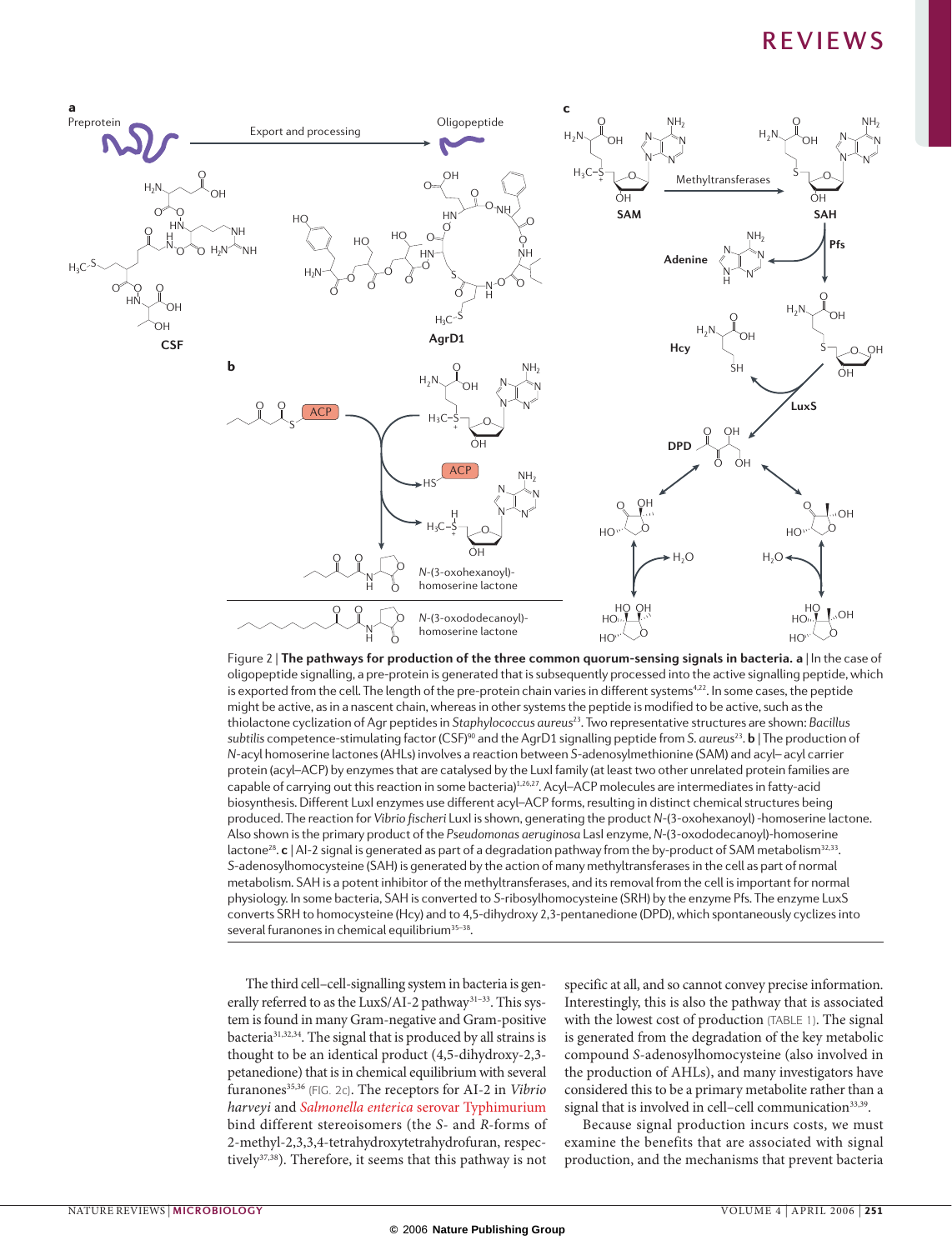a

Preprotein

Export and processing

Oligopeptide

CSF

AgrD1

b

ACP

N-(3-oxohexanoyl)-homoserine lactone

N-(3-oxododecanoyl)-homoserine lactone

c

SAM

Methyltransferases

SAH

Pfs

Adenine

Hcy

LuxS

DPD

$H_2O$

$H_2O$

Figure 2 | **The pathways for production of the three common quorum-sensing signals in bacteria. a** | In the case of oligopeptide signalling, a pre-protein is generated that is subsequently processed into the active signalling peptide, which is exported from the cell. The length of the pre-protein chain varies in different systems[4,22]. In some cases, the peptide might be active, as in a nascent chain, whereas in other systems the peptide is modified to be active, such as the thiolactone cyclization of Agr peptides in *Staphylococcus aureus*[23]. Two representative structures are shown: *Bacillus subtilis* competence-stimulating factor (CSF)[90] and the AgrD1 signalling peptide from *S. aureus*[23]. **b** | The production of *N*-acyl homoserine lactones (AHLs) involves a reaction between *S*-adenosylmethionine (SAM) and acyl–acyl carrier protein (acyl–ACP) by enzymes that are catalysed by the LuxI family (at least two other unrelated protein families are capable of carrying out this reaction in some bacteria)[1,26,27]. Acyl–ACP molecules are intermediates in fatty-acid biosynthesis. Different LuxI enzymes use different acyl–ACP forms, resulting in distinct chemical structures being produced. The reaction for *Vibrio fischeri* LuxI is shown, generating the product *N*-(3-oxohexanoyl) -homoserine lactone. Also shown is the primary product of the *Pseudomonas aeruginosa* LasI enzyme, *N*-(3-oxododecanoyl)-homoserine lactone[28]. **c** | AI-2 signal is generated as part of a degradation pathway from the by-product of SAM metabolism[32,33]. *S*-adenosylhomocysteine (SAH) is generated by the action of many methyltransferases in the cell as part of normal metabolism. SAH is a potent inhibitor of the methyltransferases, and its removal from the cell is important for normal physiology. In some bacteria, SAH is converted to *S*-ribosylhomocysteine (SRH) by the enzyme Pfs. The enzyme LuxS converts SRH to homocysteine (Hcy) and to 4,5-dihydroxy 2,3-pentanedione (DPD), which spontaneously cyclizes into several furanones in chemical equilibrium[35–38].

The third cell–cell-signalling system in bacteria is generally referred to as the LuxS/AI-2 pathway[31–33]. This system is found in many Gram-negative and Gram-positive bacteria[31,32,34]. The signal that is produced by all strains is thought to be an identical product (4,5-dihydroxy-2,3-petanedione) that is in chemical equilibrium with several furanones[35,36] (FIG. 2c). The receptors for AI-2 in *Vibrio harveyi* and *Salmonella enterica* serovar Typhimurium bind different stereoisomers (the *S*- and *R*-forms of 2-methyl-2,3,3,4-tetrahydroxytetrahydrofuran, respectively[37,38]). Therefore, it seems that this pathway is not specific at all, and so cannot convey precise information. Interestingly, this is also the pathway that is associated with the lowest cost of production (TABLE 1). The signal is generated from the degradation of the key metabolic compound *S*-adenosylhomocysteine (also involved in the production of AHLs), and many investigators have considered this to be a primary metabolite rather than a signal that is involved in cell–cell communication[33,39].

Because signal production incurs costs, we must examine the benefits that are associated with signal production, and the mechanisms that prevent bacteria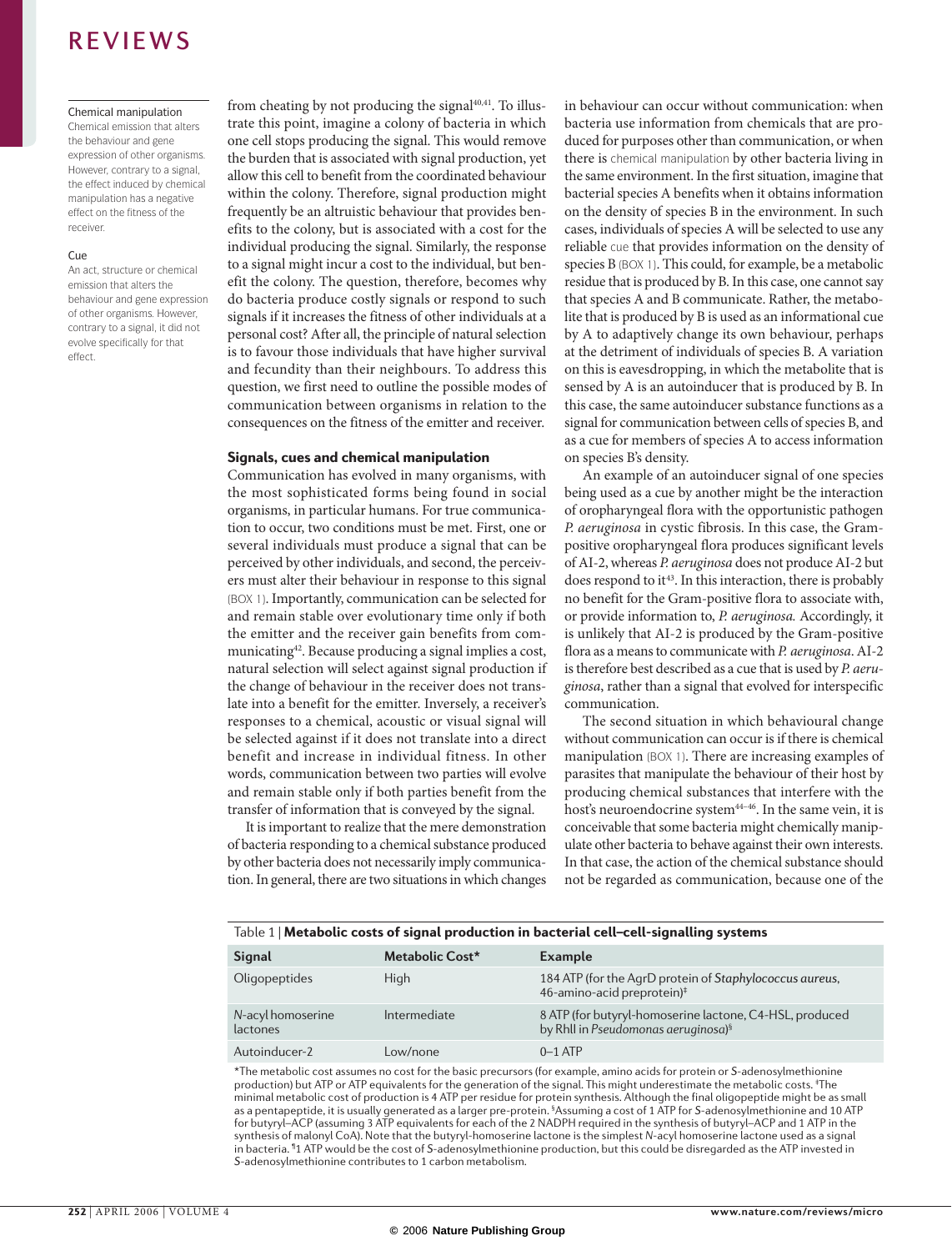**Chemical manipulation**
Chemical emission that alters the behaviour and gene expression of other organisms. However, contrary to a signal, the effect induced by chemical manipulation has a negative effect on the fitness of the receiver.

**Cue**
An act, structure or chemical emission that alters the behaviour and gene expression of other organisms. However, contrary to a signal, it did not evolve specifically for that effect.

from cheating by not producing the signal[40,41]. To illustrate this point, imagine a colony of bacteria in which one cell stops producing the signal. This would remove the burden that is associated with signal production, yet allow this cell to benefit from the coordinated behaviour within the colony. Therefore, signal production might frequently be an altruistic behaviour that provides benefits to the colony, but is associated with a cost for the individual producing the signal. Similarly, the response to a signal might incur a cost to the individual, but benefit the colony. The question, therefore, becomes why do bacteria produce costly signals or respond to such signals if it increases the fitness of other individuals at a personal cost? After all, the principle of natural selection is to favour those individuals that have higher survival and fecundity than their neighbours. To address this question, we first need to outline the possible modes of communication between organisms in relation to the consequences on the fitness of the emitter and receiver.

## Signals, cues and chemical manipulation

Communication has evolved in many organisms, with the most sophisticated forms being found in social organisms, in particular humans. For true communication to occur, two conditions must be met. First, one or several individuals must produce a signal that can be perceived by other individuals, and second, the perceivers must alter their behaviour in response to this signal (BOX 1). Importantly, communication can be selected for and remain stable over evolutionary time only if both the emitter and the receiver gain benefits from communicating[42]. Because producing a signal implies a cost, natural selection will select against signal production if the change of behaviour in the receiver does not translate into a benefit for the emitter. Inversely, a receiver's responses to a chemical, acoustic or visual signal will be selected against if it does not translate into a direct benefit and increase in individual fitness. In other words, communication between two parties will evolve and remain stable only if both parties benefit from the transfer of information that is conveyed by the signal.

It is important to realize that the mere demonstration of bacteria responding to a chemical substance produced by other bacteria does not necessarily imply communication. In general, there are two situations in which changes in behaviour can occur without communication: when bacteria use information from chemicals that are produced for purposes other than communication, or when there is chemical manipulation by other bacteria living in the same environment. In the first situation, imagine that bacterial species A benefits when it obtains information on the density of species B in the environment. In such cases, individuals of species A will be selected to use any reliable cue that provides information on the density of species B (BOX 1). This could, for example, be a metabolic residue that is produced by B. In this case, one cannot say that species A and B communicate. Rather, the metabolite that is produced by B is used as an informational cue by A to adaptively change its own behaviour, perhaps at the detriment of individuals of species B. A variation on this is eavesdropping, in which the metabolite that is sensed by A is an autoinducer that is produced by B. In this case, the same autoinducer substance functions as a signal for communication between cells of species B, and as a cue for members of species A to access information on species B's density.

An example of an autoinducer signal of one species being used as a cue by another might be the interaction of oropharyngeal flora with the opportunistic pathogen *P. aeruginosa* in cystic fibrosis. In this case, the Gram-positive oropharyngeal flora produces significant levels of AI-2, whereas *P. aeruginosa* does not produce AI-2 but does respond to it[43]. In this interaction, there is probably no benefit for the Gram-positive flora to associate with, or provide information to, *P. aeruginosa*. Accordingly, it is unlikely that AI-2 is produced by the Gram-positive flora as a means to communicate with *P. aeruginosa*. AI-2 is therefore best described as a cue that is used by *P. aeruginosa*, rather than a signal that evolved for interspecific communication.

The second situation in which behavioural change without communication can occur is if there is chemical manipulation (BOX 1). There are increasing examples of parasites that manipulate the behaviour of their host by producing chemical substances that interfere with the host's neuroendocrine system[44–46]. In the same vein, it is conceivable that some bacteria might chemically manipulate other bacteria to behave against their own interests. In that case, the action of the chemical substance should not be regarded as communication, because one of the

Table 1 | **Metabolic costs of signal production in bacterial cell–cell-signalling systems**

| Signal | Metabolic Cost* | Example |
|---|---|---|
| Oligopeptides | High | 184 ATP (for the AgrD protein of *Staphylococcus aureus*, 46-amino-acid preprotein)‡ |
| *N*-acyl homoserine lactones | Intermediate | 8 ATP (for butyryl-homoserine lactone, C4-HSL, produced by RhlI in *Pseudomonas aeruginosa*)§ |
| Autoinducer-2 | Low/none | 0–1 ATP |

*The metabolic cost assumes no cost for the basic precursors (for example, amino acids for protein or *S*-adenosylmethionine production) but ATP or ATP equivalents for the generation of the signal. This might underestimate the metabolic costs. ‡The minimal metabolic cost of production is 4 ATP per residue for protein synthesis. Although the final oligopeptide might be as small as a pentapeptide, it is usually generated as a larger pre-protein. §Assuming a cost of 1 ATP for *S*-adenosylmethionine and 10 ATP for butyryl–ACP (assuming 3 ATP equivalents for each of the 2 NADPH required in the synthesis of butyryl–ACP and 1 ATP in the synthesis of malonyl CoA). Note that the butyryl-homoserine lactone is the simplest *N*-acyl homoserine lactone used as a signal in bacteria. ¶1 ATP would be the cost of *S*-adenosylmethionine production, but this could be disregarded as the ATP invested in *S*-adenosylmethionine contributes to 1 carbon metabolism.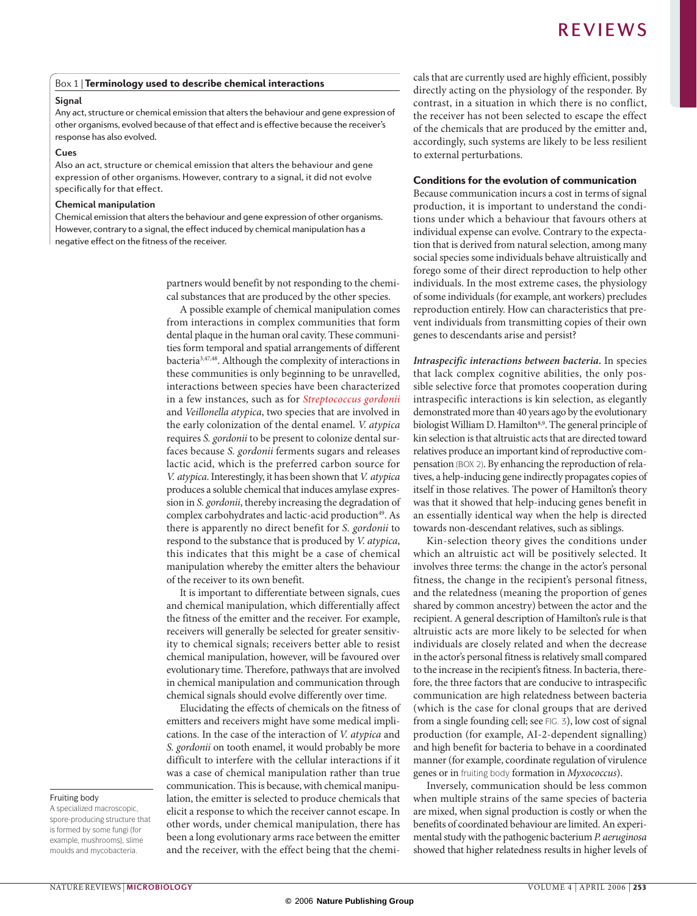### Box 1 | Terminology used to describe chemical interactions

**Signal**

Any act, structure or chemical emission that alters the behaviour and gene expression of other organisms, evolved because of that effect and is effective because the receiver's response has also evolved.

**Cues**

Also an act, structure or chemical emission that alters the behaviour and gene expression of other organisms. However, contrary to a signal, it did not evolve specifically for that effect.

**Chemical manipulation**

Chemical emission that alters the behaviour and gene expression of other organisms. However, contrary to a signal, the effect induced by chemical manipulation has a negative effect on the fitness of the receiver.

partners would benefit by not responding to the chemical substances that are produced by the other species.

A possible example of chemical manipulation comes from interactions in complex communities that form dental plaque in the human oral cavity. These communities form temporal and spatial arrangements of different bacteria[3,47,48]. Although the complexity of interactions in these communities is only beginning to be unravelled, interactions between species have been characterized in a few instances, such as for *Streptococcus gordonii* and *Veillonella atypica*, two species that are involved in the early colonization of the dental enamel. *V. atypica* requires *S. gordonii* to be present to colonize dental surfaces because *S. gordonii* ferments sugars and releases lactic acid, which is the preferred carbon source for *V. atypica*. Interestingly, it has been shown that *V. atypica* produces a soluble chemical that induces amylase expression in *S. gordonii*, thereby increasing the degradation of complex carbohydrates and lactic-acid production[49]. As there is apparently no direct benefit for *S. gordonii* to respond to the substance that is produced by *V. atypica*, this indicates that this might be a case of chemical manipulation whereby the emitter alters the behaviour of the receiver to its own benefit.

It is important to differentiate between signals, cues and chemical manipulation, which differentially affect the fitness of the emitter and the receiver. For example, receivers will generally be selected for greater sensitivity to chemical signals; receivers better able to resist chemical manipulation, however, will be favoured over evolutionary time. Therefore, pathways that are involved in chemical manipulation and communication through chemical signals should evolve differently over time.

Elucidating the effects of chemicals on the fitness of emitters and receivers might have some medical implications. In the case of the interaction of *V. atypica* and *S. gordonii* on tooth enamel, it would probably be more difficult to interfere with the cellular interactions if it was a case of chemical manipulation rather than true communication. This is because, with chemical manipulation, the emitter is selected to produce chemicals that elicit a response to which the receiver cannot escape. In other words, under chemical manipulation, there has been a long evolutionary arms race between the emitter and the receiver, with the effect being that the chemicals that are currently used are highly efficient, possibly directly acting on the physiology of the responder. By contrast, in a situation in which there is no conflict, the receiver has not been selected to escape the effect of the chemicals that are produced by the emitter and, accordingly, such systems are likely to be less resilient to external perturbations.

**Fruiting body**
A specialized macroscopic, spore-producing structure that is formed by some fungi (for example, mushrooms), slime moulds and mycobacteria.

## Conditions for the evolution of communication

Because communication incurs a cost in terms of signal production, it is important to understand the conditions under which a behaviour that favours others at individual expense can evolve. Contrary to the expectation that is derived from natural selection, among many social species some individuals behave altruistically and forego some of their direct reproduction to help other individuals. In the most extreme cases, the physiology of some individuals (for example, ant workers) precludes reproduction entirely. How can characteristics that prevent individuals from transmitting copies of their own genes to descendants arise and persist?

***Intraspecific interactions between bacteria.*** In species that lack complex cognitive abilities, the only possible selective force that promotes cooperation during intraspecific interactions is kin selection, as elegantly demonstrated more than 40 years ago by the evolutionary biologist William D. Hamilton[8,9]. The general principle of kin selection is that altruistic acts that are directed toward relatives produce an important kind of reproductive compensation (BOX 2). By enhancing the reproduction of relatives, a help-inducing gene indirectly propagates copies of itself in those relatives. The power of Hamilton's theory was that it showed that help-inducing genes benefit in an essentially identical way when the help is directed towards non-descendant relatives, such as siblings.

Kin-selection theory gives the conditions under which an altruistic act will be positively selected. It involves three terms: the change in the actor's personal fitness, the change in the recipient's personal fitness, and the relatedness (meaning the proportion of genes shared by common ancestry) between the actor and the recipient. A general description of Hamilton's rule is that altruistic acts are more likely to be selected for when individuals are closely related and when the decrease in the actor's personal fitness is relatively small compared to the increase in the recipient's fitness. In bacteria, therefore, the three factors that are conducive to intraspecific communication are high relatedness between bacteria (which is the case for clonal groups that are derived from a single founding cell; see FIG. 3), low cost of signal production (for example, AI-2-dependent signalling) and high benefit for bacteria to behave in a coordinated manner (for example, coordinate regulation of virulence genes or in fruiting body formation in *Myxococcus*).

Inversely, communication should be less common when multiple strains of the same species of bacteria are mixed, when signal production is costly or when the benefits of coordinated behaviour are limited. An experimental study with the pathogenic bacterium *P. aeruginosa* showed that higher relatedness results in higher levels of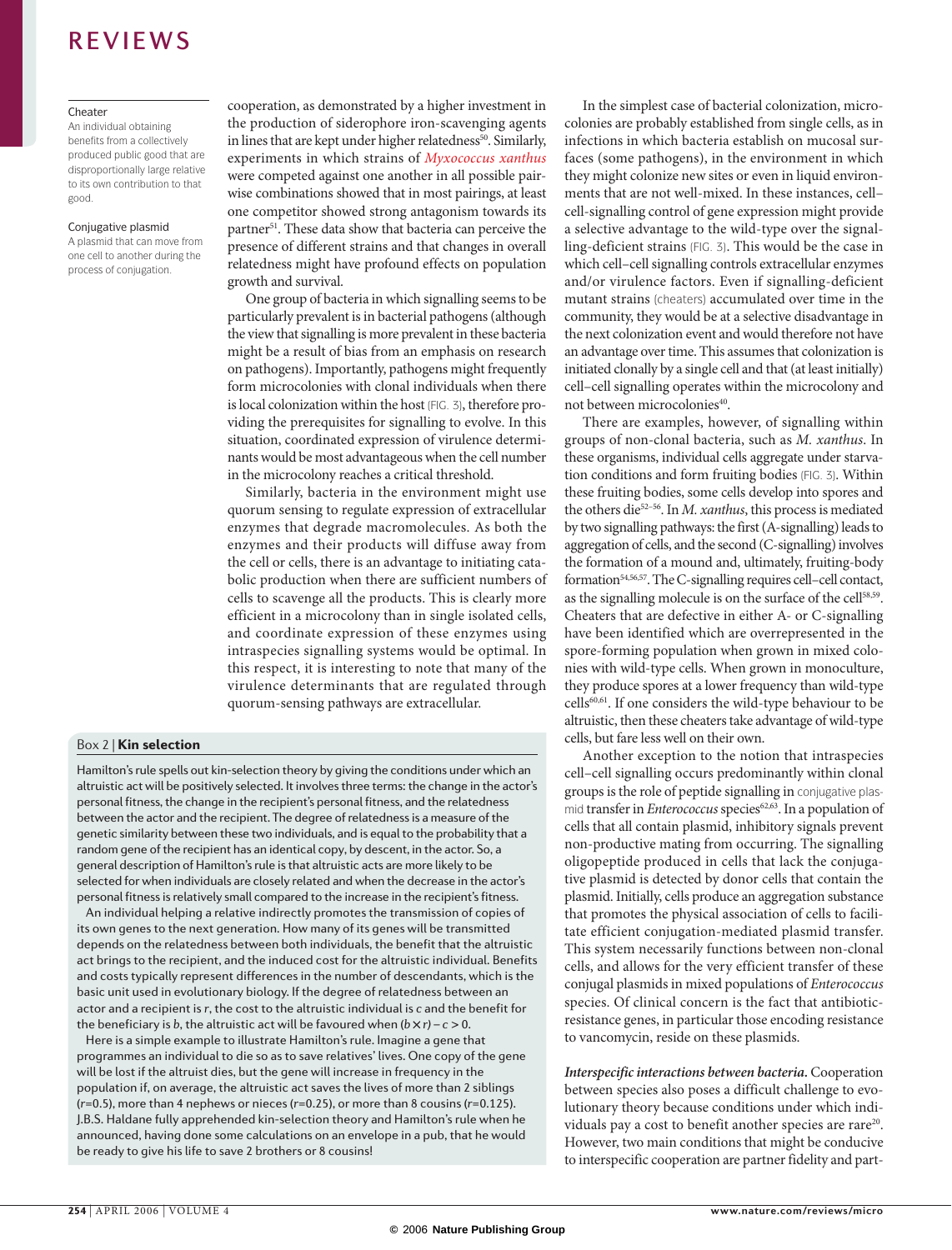**Cheater**
An individual obtaining benefits from a collectively produced public good that are disproportionally large relative to its own contribution to that good.

**Conjugative plasmid**
A plasmid that can move from one cell to another during the process of conjugation.

cooperation, as demonstrated by a higher investment in the production of siderophore iron-scavenging agents in lines that are kept under higher relatedness[50]. Similarly, experiments in which strains of *Myxococcus xanthus* were competed against one another in all possible pairwise combinations showed that in most pairings, at least one competitor showed strong antagonism towards its partner[51]. These data show that bacteria can perceive the presence of different strains and that changes in overall relatedness might have profound effects on population growth and survival.

One group of bacteria in which signalling seems to be particularly prevalent is in bacterial pathogens (although the view that signalling is more prevalent in these bacteria might be a result of bias from an emphasis on research on pathogens). Importantly, pathogens might frequently form microcolonies with clonal individuals when there is local colonization within the host (FIG. 3), therefore providing the prerequisites for signalling to evolve. In this situation, coordinated expression of virulence determinants would be most advantageous when the cell number in the microcolony reaches a critical threshold.

Similarly, bacteria in the environment might use quorum sensing to regulate expression of extracellular enzymes that degrade macromolecules. As both the enzymes and their products will diffuse away from the cell or cells, there is an advantage to initiating catabolic production when there are sufficient numbers of cells to scavenge all the products. This is clearly more efficient in a microcolony than in single isolated cells, and coordinate expression of these enzymes using intraspecies signalling systems would be optimal. In this respect, it is interesting to note that many of the virulence determinants that are regulated through quorum-sensing pathways are extracellular.

In the simplest case of bacterial colonization, microcolonies are probably established from single cells, as in infections in which bacteria establish on mucosal surfaces (some pathogens), in the environment in which they might colonize new sites or even in liquid environments that are not well-mixed. In these instances, cell–cell-signalling control of gene expression might provide a selective advantage to the wild-type over the signalling-deficient strains (FIG. 3). This would be the case in which cell–cell signalling controls extracellular enzymes and/or virulence factors. Even if signalling-deficient mutant strains (cheaters) accumulated over time in the community, they would be at a selective disadvantage in the next colonization event and would therefore not have an advantage over time. This assumes that colonization is initiated clonally by a single cell and that (at least initially) cell–cell signalling operates within the microcolony and not between microcolonies[40].

There are examples, however, of signalling within groups of non-clonal bacteria, such as *M. xanthus*. In these organisms, individual cells aggregate under starvation conditions and form fruiting bodies (FIG. 3). Within these fruiting bodies, some cells develop into spores and the others die[52–56]. In *M. xanthus*, this process is mediated by two signalling pathways: the first (A-signalling) leads to aggregation of cells, and the second (C-signalling) involves the formation of a mound and, ultimately, fruiting-body formation[54,56,57]. The C-signalling requires cell–cell contact, as the signalling molecule is on the surface of the cell[58,59]. Cheaters that are defective in either A- or C-signalling have been identified which are overrepresented in the spore-forming population when grown in mixed colonies with wild-type cells. When grown in monoculture, they produce spores at a lower frequency than wild-type cells[60,61]. If one considers the wild-type behaviour to be altruistic, then these cheaters take advantage of wild-type cells, but fare less well on their own.

Another exception to the notion that intraspecies cell–cell signalling occurs predominantly within clonal groups is the role of peptide signalling in conjugative plasmid transfer in *Enterococcus* species[62,63]. In a population of cells that all contain plasmid, inhibitory signals prevent non-productive mating from occurring. The signalling oligopeptide produced in cells that lack the conjugative plasmid is detected by donor cells that contain the plasmid. Initially, cells produce an aggregation substance that promotes the physical association of cells to facilitate efficient conjugation-mediated plasmid transfer. This system necessarily functions between non-clonal cells, and allows for the very efficient transfer of these conjugal plasmids in mixed populations of *Enterococcus* species. Of clinical concern is the fact that antibiotic-resistance genes, in particular those encoding resistance to vancomycin, reside on these plasmids.

***Interspecific interactions between bacteria.*** Cooperation between species also poses a difficult challenge to evolutionary theory because conditions under which individuals pay a cost to benefit another species are rare[20]. However, two main conditions that might be conducive to interspecific cooperation are partner fidelity and part-

---

**Box 2 | Kin selection**

Hamilton's rule spells out kin-selection theory by giving the conditions under which an altruistic act will be positively selected. It involves three terms: the change in the actor's personal fitness, the change in the recipient's personal fitness, and the relatedness between the actor and the recipient. The degree of relatedness is a measure of the genetic similarity between these two individuals, and is equal to the probability that a random gene of the recipient has an identical copy, by descent, in the actor. So, a general description of Hamilton's rule is that altruistic acts are more likely to be selected for when individuals are closely related and when the decrease in the actor's personal fitness is relatively small compared to the increase in the recipient's fitness.

An individual helping a relative indirectly promotes the transmission of copies of its own genes to the next generation. How many of its genes will be transmitted depends on the relatedness between both individuals, the benefit that the altruistic act brings to the recipient, and the induced cost for the altruistic individual. Benefits and costs typically represent differences in the number of descendants, which is the basic unit used in evolutionary biology. If the degree of relatedness between an actor and a recipient is $r$, the cost to the altruistic individual is $c$ and the benefit for the beneficiary is $b$, the altruistic act will be favoured when $(b \times r) - c > 0$.

Here is a simple example to illustrate Hamilton's rule. Imagine a gene that programmes an individual to die so as to save relatives' lives. One copy of the gene will be lost if the altruist dies, but the gene will increase in frequency in the population if, on average, the altruistic act saves the lives of more than 2 siblings ($r$=0.5), more than 4 nephews or nieces ($r$=0.25), or more than 8 cousins ($r$=0.125). J.B.S. Haldane fully apprehended kin-selection theory and Hamilton's rule when he announced, having done some calculations on an envelope in a pub, that he would be ready to give his life to save 2 brothers or 8 cousins!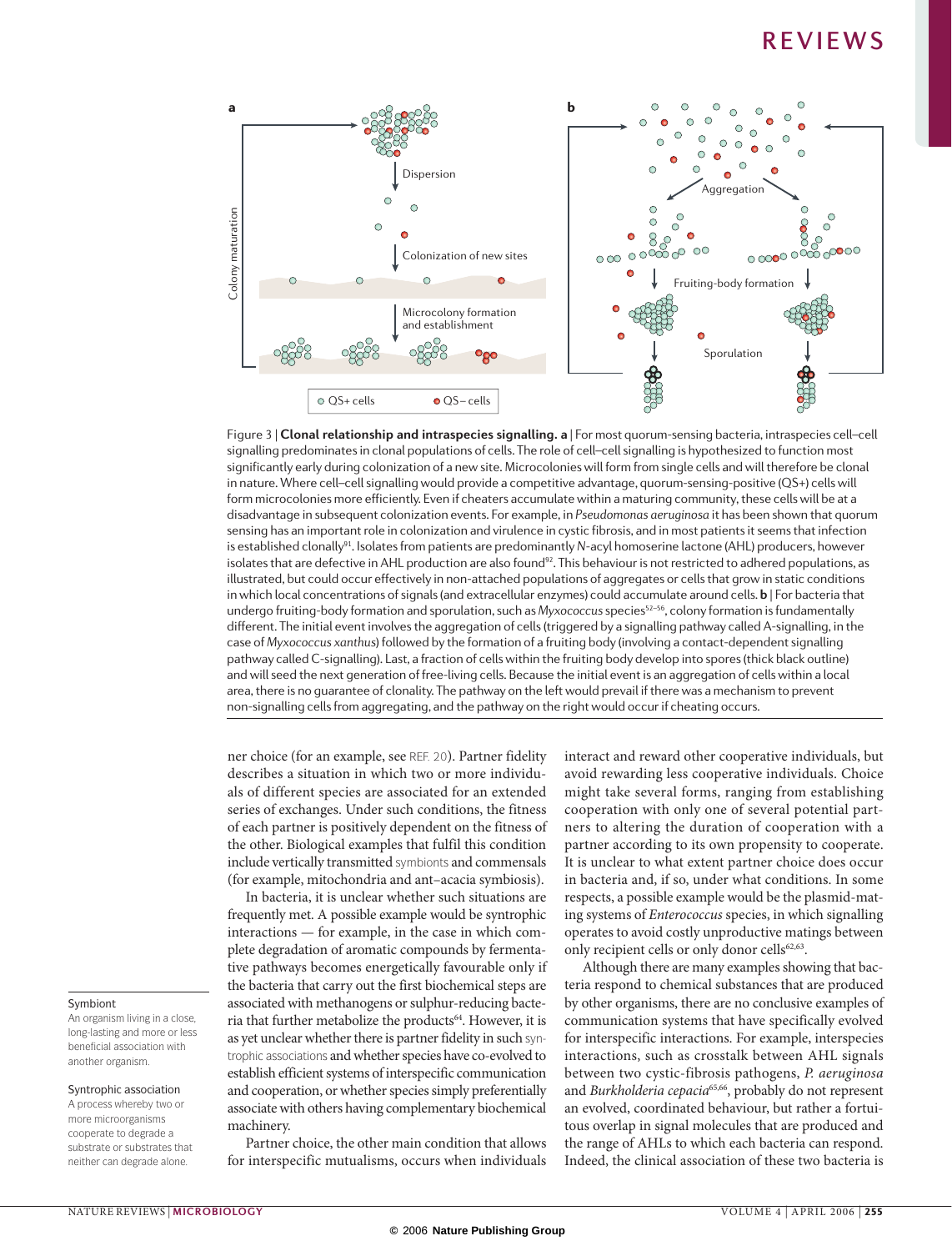a

Colony maturation

Dispersion

Colonization of new sites

Microcolony formation and establishment

QS+ cells

QS– cells

b

Aggregation

Fruiting-body formation

Sporulation

Figure 3 | **Clonal relationship and intraspecies signalling. a** | For most quorum-sensing bacteria, intraspecies cell–cell signalling predominates in clonal populations of cells. The role of cell–cell signalling is hypothesized to function most significantly early during colonization of a new site. Microcolonies will form from single cells and will therefore be clonal in nature. Where cell–cell signalling would provide a competitive advantage, quorum-sensing-positive (QS+) cells will form microcolonies more efficiently. Even if cheaters accumulate within a maturing community, these cells will be at a disadvantage in subsequent colonization events. For example, in *Pseudomonas aeruginosa* it has been shown that quorum sensing has an important role in colonization and virulence in cystic fibrosis, and in most patients it seems that infection is established clonally[91]. Isolates from patients are predominantly *N*-acyl homoserine lactone (AHL) producers, however isolates that are defective in AHL production are also found[92]. This behaviour is not restricted to adhered populations, as illustrated, but could occur effectively in non-attached populations of aggregates or cells that grow in static conditions in which local concentrations of signals (and extracellular enzymes) could accumulate around cells. **b** | For bacteria that undergo fruiting-body formation and sporulation, such as *Myxococcus* species[52–56], colony formation is fundamentally different. The initial event involves the aggregation of cells (triggered by a signalling pathway called A-signalling, in the case of *Myxococcus xanthus*) followed by the formation of a fruiting body (involving a contact-dependent signalling pathway called C-signalling). Last, a fraction of cells within the fruiting body develop into spores (thick black outline) and will seed the next generation of free-living cells. Because the initial event is an aggregation of cells within a local area, there is no guarantee of clonality. The pathway on the left would prevail if there was a mechanism to prevent non-signalling cells from aggregating, and the pathway on the right would occur if cheating occurs.

ner choice (for an example, see REF. 20). Partner fidelity describes a situation in which two or more individuals of different species are associated for an extended series of exchanges. Under such conditions, the fitness of each partner is positively dependent on the fitness of the other. Biological examples that fulfil this condition include vertically transmitted symbionts and commensals (for example, mitochondria and ant–acacia symbiosis).

In bacteria, it is unclear whether such situations are frequently met. A possible example would be syntrophic interactions — for example, in the case in which complete degradation of aromatic compounds by fermentative pathways becomes energetically favourable only if the bacteria that carry out the first biochemical steps are associated with methanogens or sulphur-reducing bacteria that further metabolize the products[64]. However, it is as yet unclear whether there is partner fidelity in such syntrophic associations and whether species have co-evolved to establish efficient systems of interspecific communication and cooperation, or whether species simply preferentially associate with others having complementary biochemical machinery.

Partner choice, the other main condition that allows for interspecific mutualisms, occurs when individuals interact and reward other cooperative individuals, but avoid rewarding less cooperative individuals. Choice might take several forms, ranging from establishing cooperation with only one of several potential partners to altering the duration of cooperation with a partner according to its own propensity to cooperate. It is unclear to what extent partner choice does occur in bacteria and, if so, under what conditions. In some respects, a possible example would be the plasmid-mating systems of *Enterococcus* species, in which signalling operates to avoid costly unproductive matings between only recipient cells or only donor cells[62,63].

Although there are many examples showing that bacteria respond to chemical substances that are produced by other organisms, there are no conclusive examples of communication systems that have specifically evolved for interspecific interactions. For example, interspecies interactions, such as crosstalk between AHL signals between two cystic-fibrosis pathogens, *P. aeruginosa* and *Burkholderia cepacia*[65,66], probably do not represent an evolved, coordinated behaviour, but rather a fortuitous overlap in signal molecules that are produced and the range of AHLs to which each bacteria can respond. Indeed, the clinical association of these two bacteria is

Symbiont
An organism living in a close, long-lasting and more or less beneficial association with another organism.

Syntrophic association
A process whereby two or more microorganisms cooperate to degrade a substrate or substrates that neither can degrade alone.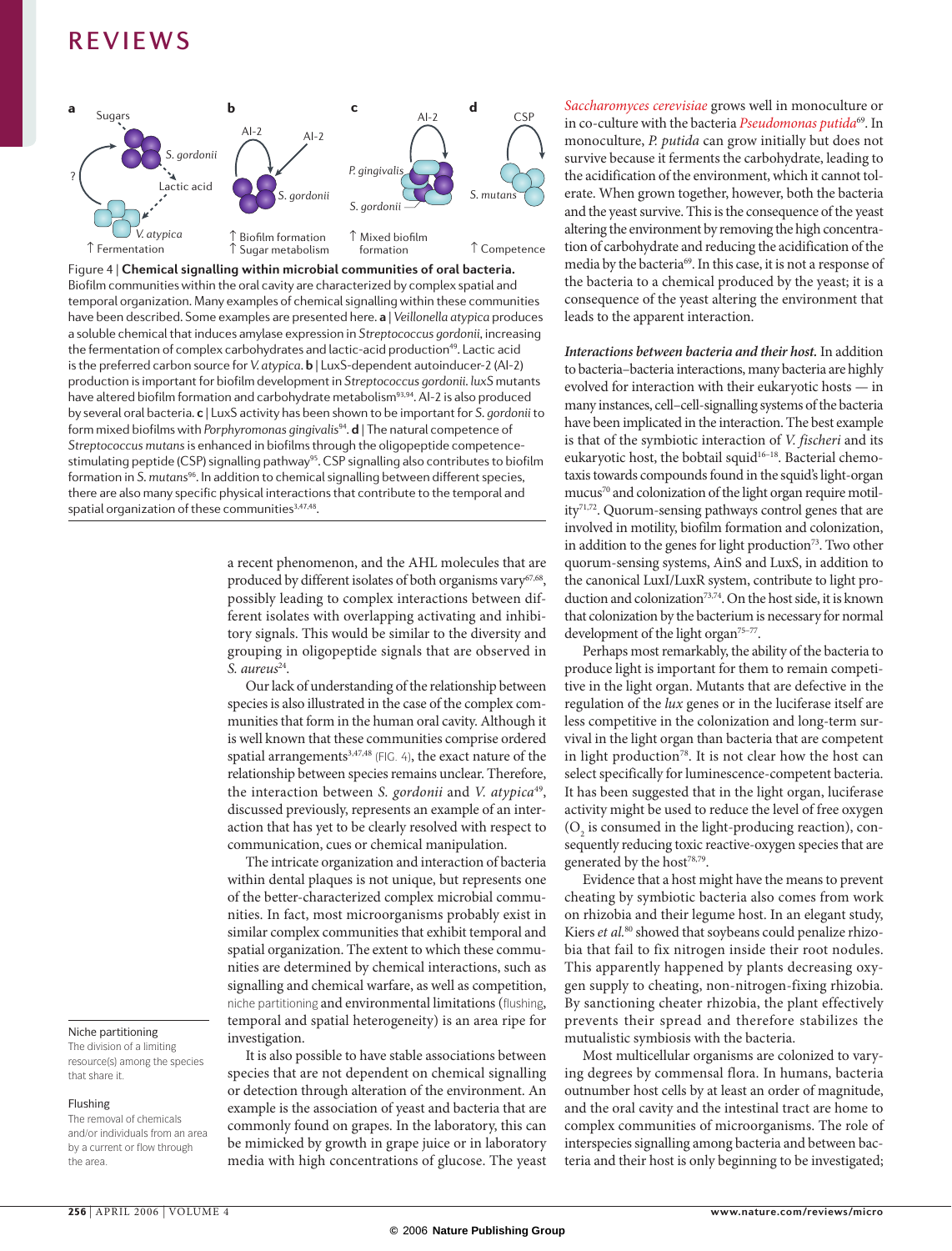a

Sugars

S. gordonii

?

Lactic acid

V. atypica

↑ Fermentation

b

AI-2

AI-2

S. gordonii

↑ Biofilm formation
↑ Sugar metabolism

c

AI-2

P. gingivalis

S. gordonii

↑ Mixed biofilm formation

d

CSP

S. mutans

↑ Competence

Figure 4 | **Chemical signalling within microbial communities of oral bacteria.** Biofilm communities within the oral cavity are characterized by complex spatial and temporal organization. Many examples of chemical signalling within these communities have been described. Some examples are presented here. **a** | *Veillonella atypica* produces a soluble chemical that induces amylase expression in *Streptococcus gordonii*, increasing the fermentation of complex carbohydrates and lactic-acid production[49]. Lactic acid is the preferred carbon source for *V. atypica*. **b** | LuxS-dependent autoinducer-2 (AI-2) production is important for biofilm development in *Streptococcus gordonii*. *luxS* mutants have altered biofilm formation and carbohydrate metabolism[93,94]. AI-2 is also produced by several oral bacteria. **c** | LuxS activity has been shown to be important for *S. gordonii* to form mixed biofilms with *Porphyromonas gingivalis*[94]. **d** | The natural competence of *Streptococcus mutans* is enhanced in biofilms through the oligopeptide competence-stimulating peptide (CSP) signalling pathway[95]. CSP signalling also contributes to biofilm formation in *S. mutans*[96]. In addition to chemical signalling between different species, there are also many specific physical interactions that contribute to the temporal and spatial organization of these communities[3,47,48].

a recent phenomenon, and the AHL molecules that are produced by different isolates of both organisms vary[67,68], possibly leading to complex interactions between different isolates with overlapping activating and inhibitory signals. This would be similar to the diversity and grouping in oligopeptide signals that are observed in *S. aureus*[24].

Our lack of understanding of the relationship between species is also illustrated in the case of the complex communities that form in the human oral cavity. Although it is well known that these communities comprise ordered spatial arrangements[3,47,48] (FIG. 4), the exact nature of the relationship between species remains unclear. Therefore, the interaction between *S. gordonii* and *V. atypica*[49], discussed previously, represents an example of an interaction that has yet to be clearly resolved with respect to communication, cues or chemical manipulation.

The intricate organization and interaction of bacteria within dental plaques is not unique, but represents one of the better-characterized complex microbial communities. In fact, most microorganisms probably exist in similar complex communities that exhibit temporal and spatial organization. The extent to which these communities are determined by chemical interactions, such as signalling and chemical warfare, as well as competition, niche partitioning and environmental limitations (flushing, temporal and spatial heterogeneity) is an area ripe for investigation.

Niche partitioning
The division of a limiting resource(s) among the species that share it.

Flushing
The removal of chemicals and/or individuals from an area by a current or flow through the area.

It is also possible to have stable associations between species that are not dependent on chemical signalling or detection through alteration of the environment. An example is the association of yeast and bacteria that are commonly found on grapes. In the laboratory, this can be mimicked by growth in grape juice or in laboratory media with high concentrations of glucose. The yeast *Saccharomyces cerevisiae* grows well in monoculture or in co-culture with the bacteria *Pseudomonas putida*[69]. In monoculture, *P. putida* can grow initially but does not survive because it ferments the carbohydrate, leading to the acidification of the environment, which it cannot tolerate. When grown together, however, both the bacteria and the yeast survive. This is the consequence of the yeast altering the environment by removing the high concentration of carbohydrate and reducing the acidification of the media by the bacteria[69]. In this case, it is not a response of the bacteria to a chemical produced by the yeast; it is a consequence of the yeast altering the environment that leads to the apparent interaction.

***Interactions between bacteria and their host.*** In addition to bacteria–bacteria interactions, many bacteria are highly evolved for interaction with their eukaryotic hosts — in many instances, cell–cell-signalling systems of the bacteria have been implicated in the interaction. The best example is that of the symbiotic interaction of *V. fischeri* and its eukaryotic host, the bobtail squid[16–18]. Bacterial chemotaxis towards compounds found in the squid's light-organ mucus[70] and colonization of the light organ require motility[71,72]. Quorum-sensing pathways control genes that are involved in motility, biofilm formation and colonization, in addition to the genes for light production[73]. Two other quorum-sensing systems, AinS and LuxS, in addition to the canonical LuxI/LuxR system, contribute to light production and colonization[73,74]. On the host side, it is known that colonization by the bacterium is necessary for normal development of the light organ[75–77].

Perhaps most remarkably, the ability of the bacteria to produce light is important for them to remain competitive in the light organ. Mutants that are defective in the regulation of the *lux* genes or in the luciferase itself are less competitive in the colonization and long-term survival in the light organ than bacteria that are competent in light production[78]. It is not clear how the host can select specifically for luminescence-competent bacteria. It has been suggested that in the light organ, luciferase activity might be used to reduce the level of free oxygen ($O_2$ is consumed in the light-producing reaction), consequently reducing toxic reactive-oxygen species that are generated by the host[78,79].

Evidence that a host might have the means to prevent cheating by symbiotic bacteria also comes from work on rhizobia and their legume host. In an elegant study, Kiers *et al.*[80] showed that soybeans could penalize rhizobia that fail to fix nitrogen inside their root nodules. This apparently happened by plants decreasing oxygen supply to cheating, non-nitrogen-fixing rhizobia. By sanctioning cheater rhizobia, the plant effectively prevents their spread and therefore stabilizes the mutualistic symbiosis with the bacteria.

Most multicellular organisms are colonized to varying degrees by commensal flora. In humans, bacteria outnumber host cells by at least an order of magnitude, and the oral cavity and the intestinal tract are home to complex communities of microorganisms. The role of interspecies signalling among bacteria and between bacteria and their host is only beginning to be investigated;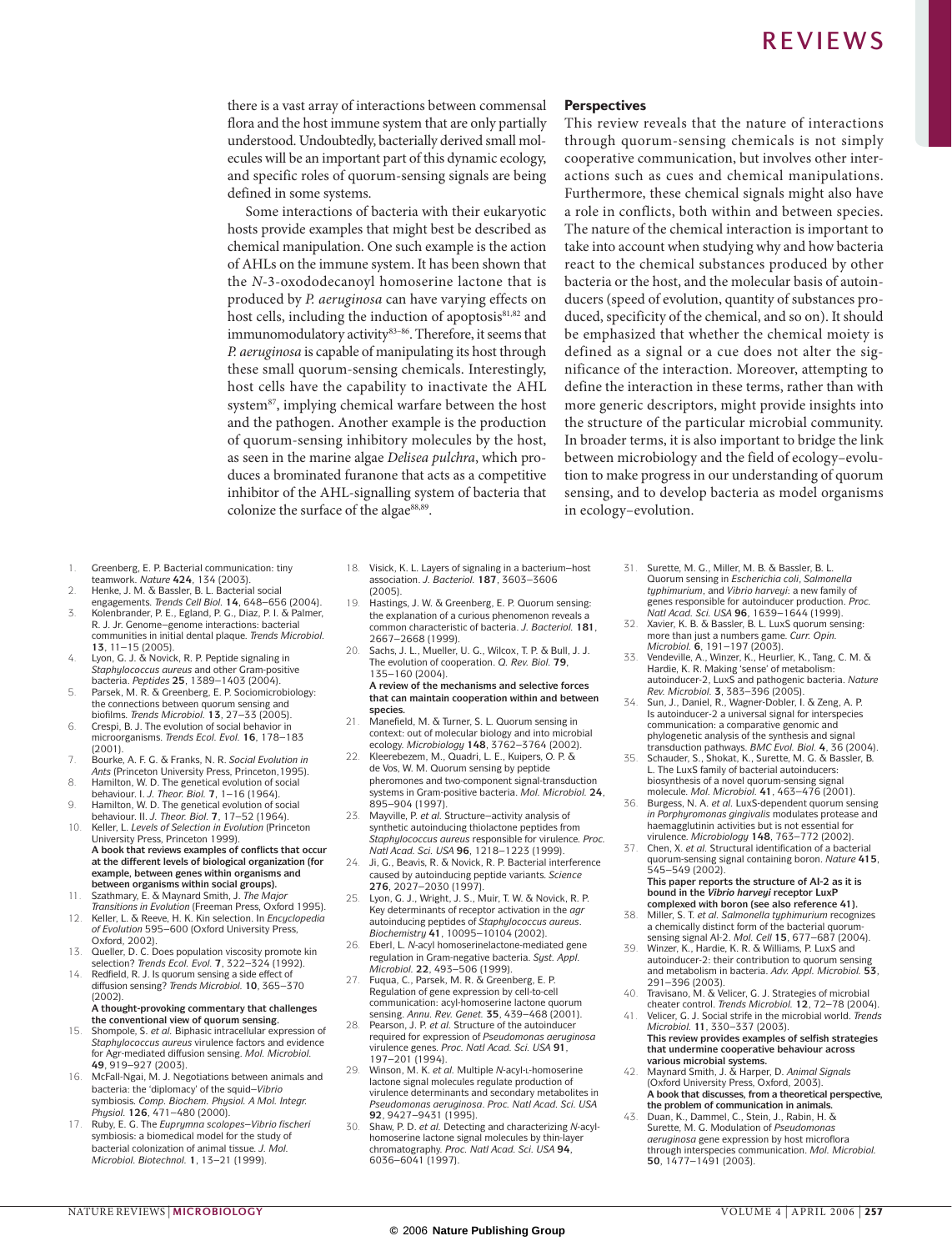there is a vast array of interactions between commensal flora and the host immune system that are only partially understood. Undoubtedly, bacterially derived small molecules will be an important part of this dynamic ecology, and specific roles of quorum-sensing signals are being defined in some systems.

Some interactions of bacteria with their eukaryotic hosts provide examples that might best be described as chemical manipulation. One such example is the action of AHLs on the immune system. It has been shown that the *N*-3-oxododecanoyl homoserine lactone that is produced by *P. aeruginosa* can have varying effects on host cells, including the induction of apoptosis[81,82] and immunomodulatory activity[83–86]. Therefore, it seems that *P. aeruginosa* is capable of manipulating its host through these small quorum-sensing chemicals. Interestingly, host cells have the capability to inactivate the AHL system[87], implying chemical warfare between the host and the pathogen. Another example is the production of quorum-sensing inhibitory molecules by the host, as seen in the marine algae *Delisea pulchra*, which produces a brominated furanone that acts as a competitive inhibitor of the AHL-signalling system of bacteria that colonize the surface of the algae[88,89].

## Perspectives

This review reveals that the nature of interactions through quorum-sensing chemicals is not simply cooperative communication, but involves other interactions such as cues and chemical manipulations. Furthermore, these chemical signals might also have a role in conflicts, both within and between species. The nature of the chemical interaction is important to take into account when studying why and how bacteria react to the chemical substances produced by other bacteria or the host, and the molecular basis of autoinducers (speed of evolution, quantity of substances produced, specificity of the chemical, and so on). It should be emphasized that whether the chemical moiety is defined as a signal or a cue does not alter the significance of the interaction. Moreover, attempting to define the interaction in these terms, rather than with more generic descriptors, might provide insights into the structure of the particular microbial community. In broader terms, it is also important to bridge the link between microbiology and the field of ecology–evolution to make progress in our understanding of quorum sensing, and to develop bacteria as model organisms in ecology–evolution.

1. Greenberg, E. P. Bacterial communication: tiny teamwork. *Nature* **424**, 134 (2003).
2. Henke, J. M. & Bassler, B. L. Bacterial social engagements. *Trends Cell Biol.* **14**, 648–656 (2004).
3. Kolenbrander, P. E., Egland, P. G., Diaz, P. I. & Palmer, R. J. Jr. Genome–genome interactions: bacterial communities in initial dental plaque. *Trends Microbiol.* **13**, 11–15 (2005).
4. Lyon, G. J. & Novick, R. P. Peptide signaling in *Staphylococcus aureus* and other Gram-positive bacteria. *Peptides* **25**, 1389–1403 (2004).
5. Parsek, M. R. & Greenberg, E. P. Sociomicrobiology: the connections between quorum sensing and biofilms. *Trends Microbiol.* **13**, 27–33 (2005).
6. Crespi, B. J. The evolution of social behavior in microorganisms. *Trends Ecol. Evol.* **16**, 178–183 (2001).
7. Bourke, A. F. G. & Franks, N. R. *Social Evolution in Ants* (Princeton University Press, Princeton,1995).
8. Hamilton, W. D. The genetical evolution of social behaviour. I. *J. Theor. Biol.* **7**, 1–16 (1964).
9. Hamilton, W. D. The genetical evolution of social behaviour. II. *J. Theor. Biol.* **7**, 17–52 (1964).
10. Keller, L. *Levels of Selection in Evolution* (Princeton University Press, Princeton 1999).
    **A book that reviews examples of conflicts that occur at the different levels of biological organization (for example, between genes within organisms and between organisms within social groups).**
11. Szathmary, E. & Maynard Smith, J. *The Major Transitions in Evolution* (Freeman Press, Oxford 1995).
12. Keller, L. & Reeve, H. K. Kin selection. In *Encyclopedia of Evolution* 595–600 (Oxford University Press, Oxford, 2002).
13. Queller, D. C. Does population viscosity promote kin selection? *Trends Ecol. Evol.* **7**, 322–324 (1992).
14. Redfield, R. J. Is quorum sensing a side effect of diffusion sensing? *Trends Microbiol.* **10**, 365–370 (2002).
    **A thought-provoking commentary that challenges the conventional view of quorum sensing.**
15. Shompole, S. *et al.* Biphasic intracellular expression of *Staphylococcus aureus* virulence factors and evidence for Agr-mediated diffusion sensing. *Mol. Microbiol.* **49**, 919–927 (2003).
16. McFall-Ngai, M. J. Negotiations between animals and bacteria: the 'diplomacy' of the squid–*Vibrio* symbiosis. *Comp. Biochem. Physiol. A Mol. Integr. Physiol.* **126**, 471–480 (2000).
17. Ruby, E. G. The *Euprymna scolopes*–*Vibrio fischeri* symbiosis: a biomedical model for the study of bacterial colonization of animal tissue. *J. Mol. Microbiol. Biotechnol.* **1**, 13–21 (1999).
18. Visick, K. L. Layers of signaling in a bacterium–host association. *J. Bacteriol.* **187**, 3603–3606 (2005).
19. Hastings, J. W. & Greenberg, E. P. Quorum sensing: the explanation of a curious phenomenon reveals a common characteristic of bacteria. *J. Bacteriol.* **181**, 2667–2668 (1999).
20. Sachs, J. L., Mueller, U. G., Wilcox, T. P. & Bull, J. J. The evolution of cooperation. *Q. Rev. Biol.* **79**, 135–160 (2004).
    **A review of the mechanisms and selective forces that can maintain cooperation within and between species.**
21. Manefield, M. & Turner, S. L. Quorum sensing in context: out of molecular biology and into microbial ecology. *Microbiology* **148**, 3762–3764 (2002).
22. Kleerebezem, M., Quadri, L. E., Kuipers, O. P. & de Vos, W. M. Quorum sensing by peptide pheromones and two-component signal-transduction systems in Gram-positive bacteria. *Mol. Microbiol.* **24**, 895–904 (1997).
23. Mayville, P. *et al.* Structure–activity analysis of synthetic autoinducing thiolactone peptides from *Staphylococcus aureus* responsible for virulence. *Proc. Natl Acad. Sci. USA* **96**, 1218–1223 (1999).
24. Ji, G., Beavis, R. & Novick, R. P. Bacterial interference caused by autoinducing peptide variants. *Science* **276**, 2027–2030 (1997).
25. Lyon, G. J., Wright, J. S., Muir, T. W. & Novick, R. P. Key determinants of receptor activation in the *agr* autoinducing peptides of *Staphylococcus aureus*. *Biochemistry* **41**, 10095–10104 (2002).
26. Eberl, L. *N*-acyl homoserinelactone-mediated gene regulation in Gram-negative bacteria. *Syst. Appl. Microbiol.* **22**, 493–506 (1999).
27. Fuqua, C., Parsek, M. R. & Greenberg, E. P. Regulation of gene expression by cell-to-cell communication: acyl-homoserine lactone quorum sensing. *Annu. Rev. Genet.* **35**, 439–468 (2001).
28. Pearson, J. P. *et al.* Structure of the autoinducer required for expression of *Pseudomonas aeruginosa* virulence genes. *Proc. Natl Acad. Sci. USA* **91**, 197–201 (1994).
29. Winson, M. K. *et al.* Multiple *N*-acyl-L-homoserine lactone signal molecules regulate production of virulence determinants and secondary metabolites in *Pseudomonas aeruginosa*. *Proc. Natl Acad. Sci. USA* **92**, 9427–9431 (1995).
30. Shaw, P. D. *et al.* Detecting and characterizing *N*-acyl-homoserine lactone signal molecules by thin-layer chromatography. *Proc. Natl Acad. Sci. USA* **94**, 6036–6041 (1997).
31. Surette, M. G., Miller, M. B. & Bassler, B. L. Quorum sensing in *Escherichia coli*, *Salmonella typhimurium*, and *Vibrio harveyi*: a new family of genes responsible for autoinducer production. *Proc. Natl Acad. Sci. USA* **96**, 1639–1644 (1999).
32. Xavier, K. B. & Bassler, B. L. LuxS quorum sensing: more than just a numbers game. *Curr. Opin. Microbiol.* **6**, 191–197 (2003).
33. Vendeville, A., Winzer, K., Heurlier, K., Tang, C. M. & Hardie, K. R. Making 'sense' of metabolism: autoinducer-2, LuxS and pathogenic bacteria. *Nature Rev. Microbiol.* **3**, 383–396 (2005).
34. Sun, J., Daniel, R., Wagner-Dobler, I. & Zeng, A. P. Is autoinducer-2 a universal signal for interspecies communication: a comparative genomic and phylogenetic analysis of the synthesis and signal transduction pathways. *BMC Evol. Biol.* **4**, 36 (2004).
35. Schauder, S., Shokat, K., Surette, M. G. & Bassler, B. L. The LuxS family of bacterial autoinducers: biosynthesis of a novel quorum-sensing signal molecule. *Mol. Microbiol.* **41**, 463–476 (2001).
36. Burgess, N. A. *et al.* LuxS-dependent quorum sensing in *Porphyromonas gingivalis* modulates protease and haemagglutinin activities but is not essential for virulence. *Microbiology* **148**, 763–772 (2002).
37. Chen, X. *et al.* Structural identification of a bacterial quorum-sensing signal containing boron. *Nature* **415**, 545–549 (2002).
    **This paper reports the structure of AI-2 as it is bound in the *Vibrio harveyi* receptor LuxP complexed with boron (see also reference 41).**
38. Miller, S. T. *et al.* *Salmonella typhimurium* recognizes a chemically distinct form of the bacterial quorum-sensing signal AI-2. *Mol. Cell* **15**, 677–687 (2004).
39. Winzer, K., Hardie, K. R. & Williams, P. LuxS and autoinducer-2: their contribution to quorum sensing and metabolism in bacteria. *Adv. Appl. Microbiol.* **53**, 291–396 (2003).
40. Travisano, M. & Velicer, G. J. Strategies of microbial cheater control. *Trends Microbiol.* **12**, 72–78 (2004).
41. Velicer, G. J. Social strife in the microbial world. *Trends Microbiol.* **11**, 330–337 (2003).
    **This review provides examples of selfish strategies that undermine cooperative behaviour across various microbial systems.**
42. Maynard Smith, J. & Harper, D. *Animal Signals* (Oxford University Press, Oxford, 2003).
    **A book that discusses, from a theoretical perspective, the problem of communication in animals.**
43. Duan, K., Dammel, C., Stein, J., Rabin, H. & Surette, M. G. Modulation of *Pseudomonas aeruginosa* gene expression by host microflora through interspecies communication. *Mol. Microbiol.* **50**, 1477–1491 (2003).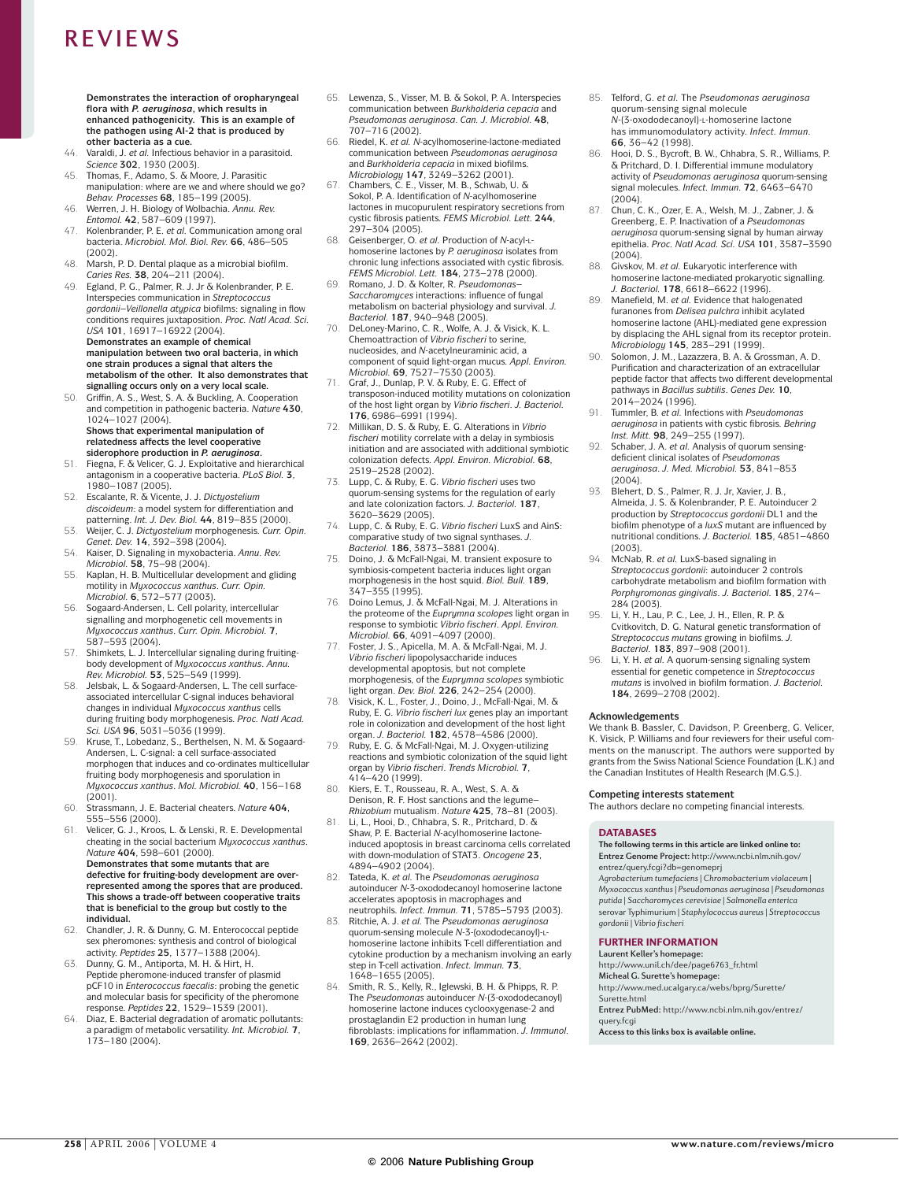**Demonstrates the interaction of oropharyngeal flora with *P. aeruginosa*, which results in enhanced pathogenicity. This is an example of the pathogen using AI-2 that is produced by other bacteria as a cue.**

44. Varaldi, J. *et al.* Infectious behavior in a parasitoid. *Science* **302**, 1930 (2003).
45. Thomas, F., Adamo, S. & Moore, J. Parasitic manipulation: where are we and where should we go? *Behav. Processes* **68**, 185–199 (2005).
46. Werren, J. H. Biology of Wolbachia. *Annu. Rev. Entomol.* **42**, 587–609 (1997).
47. Kolenbrander, P. E. *et al.* Communication among oral bacteria. *Microbiol. Mol. Biol. Rev.* **66**, 486–505 (2002).
48. Marsh, P. D. Dental plaque as a microbial biofilm. *Caries Res.* **38**, 204–211 (2004).
49. Egland, P. G., Palmer, R. J. Jr & Kolenbrander, P. E. Interspecies communication in *Streptococcus gordonii–Veillonella atypica* biofilms: signaling in flow conditions requires juxtaposition. *Proc. Natl Acad. Sci. USA* **101**, 16917–16922 (2004).
**Demonstrates an example of chemical manipulation between two oral bacteria, in which one strain produces a signal that alters the metabolism of the other. It also demonstrates that signalling occurs only on a very local scale.**
50. Griffin, A. S., West, S. A. & Buckling, A. Cooperation and competition in pathogenic bacteria. *Nature* **430**, 1024–1027 (2004).
**Shows that experimental manipulation of relatedness affects the level cooperative siderophore production in *P. aeruginosa*.**
51. Fiegna, F. & Velicer, G. J. Exploitative and hierarchical antagonism in a cooperative bacteria. *PLoS Biol.* **3**, 1980–1087 (2005).
52. Escalante, R. & Vicente, J. J. *Dictyostelium discoideum*: a model system for differentiation and patterning. *Int. J. Dev. Biol.* **44**, 819–835 (2000).
53. Weijer, C. J. *Dictyostelium* morphogenesis. *Curr. Opin. Genet. Dev.* **14**, 392–398 (2004).
54. Kaiser, D. Signaling in myxobacteria. *Annu. Rev. Microbiol.* **58**, 75–98 (2004).
55. Kaplan, H. B. Multicellular development and gliding motility in *Myxococcus xanthus*. *Curr. Opin. Microbiol.* **6**, 572–577 (2003).
56. Sogaard-Andersen, L. Cell polarity, intercellular signalling and morphogenetic cell movements in *Myxococcus xanthus*. *Curr. Opin. Microbiol.* **7**, 587–593 (2004).
57. Shimkets, L. J. Intercellular signaling during fruiting-body development of *Myxococcus xanthus*. *Annu. Rev. Microbiol.* **53**, 525–549 (1999).
58. Jelsbak, L. & Sogaard-Andersen, L. The cell surface-associated intercellular C-signal induces behavioral changes in individual *Myxococcus xanthus* cells during fruiting body morphogenesis. *Proc. Natl Acad. Sci. USA* **96**, 5031–5036 (1999).
59. Kruse, T., Lobedanz, S., Berthelsen, N. M. & Sogaard-Andersen, L. C-signal: a cell surface-associated morphogen that induces and co-ordinates multicellular fruiting body morphogenesis and sporulation in *Myxococcus xanthus*. *Mol. Microbiol.* **40**, 156–168 (2001).
60. Strassmann, J. E. Bacterial cheaters. *Nature* **404**, 555–556 (2000).
61. Velicer, G. J., Kroos, L. & Lenski, R. E. Developmental cheating in the social bacterium *Myxococcus xanthus*. *Nature* **404**, 598–601 (2000).
**Demonstrates that some mutants that are defective for fruiting-body development are over-represented among the spores that are produced. This shows a trade-off between cooperative traits that is beneficial to the group but costly to the individual.**
62. Chandler, J. R. & Dunny, G. M. Enterococcal peptide sex pheromones: synthesis and control of biological activity. *Peptides* **25**, 1377–1388 (2004).
63. Dunny, G. M., Antiporta, M. H. & Hirt, H. Peptide pheromone-induced transfer of plasmid pCF10 in *Enterococcus faecalis*: probing the genetic and molecular basis for specificity of the pheromone response. *Peptides* **22**, 1529–1539 (2001).
64. Diaz, E. Bacterial degradation of aromatic pollutants: a paradigm of metabolic versatility. *Int. Microbiol.* **7**, 173–180 (2004).
65. Lewenza, S., Visser, M. B. & Sokol, P. A. Interspecies communication between *Burkholderia cepacia* and *Pseudomonas aeruginosa*. *Can. J. Microbiol.* **48**, 707–716 (2002).
66. Riedel, K. *et al.* *N*-acylhomoserine-lactone-mediated communication between *Pseudomonas aeruginosa* and *Burkholderia cepacia* in mixed biofilms. *Microbiology* **147**, 3249–3262 (2001).
67. Chambers, C. E., Visser, M. B., Schwab, U. & Sokol, P. A. Identification of *N*-acylhomoserine lactones in mucopurulent respiratory secretions from cystic fibrosis patients. *FEMS Microbiol. Lett.* **244**, 297–304 (2005).
68. Geisenberger, O. *et al.* Production of *N*-acyl-L-homoserine lactones by *P. aeruginosa* isolates from chronic lung infections associated with cystic fibrosis. *FEMS Microbiol. Lett.* **184**, 273–278 (2000).
69. Romano, J. D. & Kolter, R. *Pseudomonas–Saccharomyces* interactions: influence of fungal metabolism on bacterial physiology and survival. *J. Bacteriol.* **187**, 940–948 (2005).
70. DeLoney-Marino, C. R., Wolfe, A. J. & Visick, K. L. Chemoattraction of *Vibrio fischeri* to serine, nucleosides, and *N*-acetylneuraminic acid, a component of squid light-organ mucus. *Appl. Environ. Microbiol.* **69**, 7527–7530 (2003).
71. Graf, J., Dunlap, P. V. & Ruby, E. G. Effect of transposon-induced motility mutations on colonization of the host light organ by *Vibrio fischeri*. *J. Bacteriol.* **176**, 6986–6991 (1994).
72. Millikan, D. S. & Ruby, E. G. Alterations in *Vibrio fischeri* motility correlate with a delay in symbiosis initiation and are associated with additional symbiotic colonization defects. *Appl. Environ. Microbiol.* **68**, 2519–2528 (2002).
73. Lupp, C. & Ruby, E. G. *Vibrio fischeri* uses two quorum-sensing systems for the regulation of early and late colonization factors. *J. Bacteriol.* **187**, 3620–3629 (2005).
74. Lupp, C. & Ruby, E. G. *Vibrio fischeri* LuxS and AinS: comparative study of two signal synthases. *J. Bacteriol.* **186**, 3873–3881 (2004).
75. Doino, J. & McFall-Ngai, M. transient exposure to symbiosis-competent bacteria induces light organ morphogenesis in the host squid. *Biol. Bull.* **189**, 347–355 (1995).
76. Doino Lemus, J. & McFall-Ngai, M. J. Alterations in the proteome of the *Euprymna scolopes* light organ in response to symbiotic *Vibrio fischeri*. *Appl. Environ. Microbiol.* **66**, 4091–4097 (2000).
77. Foster, J. S., Apicella, M. A. & McFall-Ngai, M. J. *Vibrio fischeri* lipopolysaccharide induces developmental apoptosis, but not complete morphogenesis, of the *Euprymna scolopes* symbiotic light organ. *Dev. Biol.* **226**, 242–254 (2000).
78. Visick, K. L., Foster, J., Doino, J., McFall-Ngai, M. & Ruby, E. G. *Vibrio fischeri lux* genes play an important role in colonization and development of the host light organ. *J. Bacteriol.* **182**, 4578–4586 (2000).
79. Ruby, E. G. & McFall-Ngai, M. J. Oxygen-utilizing reactions and symbiotic colonization of the squid light organ by *Vibrio fischeri*. *Trends Microbiol.* **7**, 414–420 (1999).
80. Kiers, E. T., Rousseau, R. A., West, S. A. & Denison, R. F. Host sanctions and the legume–*Rhizobium* mutualism. *Nature* **425**, 78–81 (2003).
81. Li, L., Hooi, D., Chhabra, S. R., Pritchard, D. & Shaw, P. E. Bacterial *N*-acylhomoserine lactone-induced apoptosis in breast carcinoma cells correlated with down-modulation of STAT3. *Oncogene* **23**, 4894–4902 (2004).
82. Tateda, K. *et al.* The *Pseudomonas aeruginosa* autoinducer *N*-3-oxododecanoyl homoserine lactone accelerates apoptosis in macrophages and neutrophils. *Infect. Immun.* **71**, 5785–5793 (2003).
83. Ritchie, A. J. *et al.* The *Pseudomonas aeruginosa* quorum-sensing molecule *N*-3-(oxododecanoyl)-L-homoserine lactone inhibits T-cell differentiation and cytokine production by a mechanism involving an early step in T-cell activation. *Infect. Immun.* **73**, 1648–1655 (2005).
84. Smith, R. S., Kelly, R., Iglewski, B. H. & Phipps, R. P. The *Pseudomonas* autoinducer *N*-(3-oxododecanoyl) homoserine lactone induces cyclooxygenase-2 and prostaglandin E2 production in human lung fibroblasts: implications for inflammation. *J. Immunol.* **169**, 2636–2642 (2002).
85. Telford, G. *et al.* The *Pseudomonas aeruginosa* quorum-sensing signal molecule *N*-(3-oxododecanoyl)-L-homoserine lactone has immunomodulatory activity. *Infect. Immun.* **66**, 36–42 (1998).
86. Hooi, D. S., Bycroft, B. W., Chhabra, S. R., Williams, P. & Pritchard, D. I. Differential immune modulatory activity of *Pseudomonas aeruginosa* quorum-sensing signal molecules. *Infect. Immun.* **72**, 6463–6470 (2004).
87. Chun, C. K., Ozer, E. A., Welsh, M. J., Zabner, J. & Greenberg, E. P. Inactivation of a *Pseudomonas aeruginosa* quorum-sensing signal by human airway epithelia. *Proc. Natl Acad. Sci. USA* **101**, 3587–3590 (2004).
88. Givskov, M. *et al.* Eukaryotic interference with homoserine lactone-mediated prokaryotic signalling. *J. Bacteriol.* **178**, 6618–6622 (1996).
89. Manefield, M. *et al.* Evidence that halogenated furanones from *Delisea pulchra* inhibit acylated homoserine lactone (AHL)-mediated gene expression by displacing the AHL signal from its receptor protein. *Microbiology* **145**, 283–291 (1999).
90. Solomon, J. M., Lazazzera, B. A. & Grossman, A. D. Purification and characterization of an extracellular peptide factor that affects two different developmental pathways in *Bacillus subtilis*. *Genes Dev.* **10**, 2014–2024 (1996).
91. Tummler, B. *et al.* Infections with *Pseudomonas aeruginosa* in patients with cystic fibrosis. *Behring Inst. Mitt.* **98**, 249–255 (1997).
92. Schaber, J. A. *et al.* Analysis of quorum sensing-deficient clinical isolates of *Pseudomonas aeruginosa*. *J. Med. Microbiol.* **53**, 841–853 (2004).
93. Blehert, D. S., Palmer, R. J. Jr, Xavier, J. B., Almeida, J. S. & Kolenbrander, P. E. Autoinducer 2 production by *Streptococcus gordonii* DL1 and the biofilm phenotype of a *luxS* mutant are influenced by nutritional conditions. *J. Bacteriol.* **185**, 4851–4860 (2003).
94. McNab, R. *et al.* LuxS-based signaling in *Streptococcus gordonii*: autoinducer 2 controls carbohydrate metabolism and biofilm formation with *Porphyromonas gingivalis*. *J. Bacteriol.* **185**, 274–284 (2003).
95. Li, Y. H., Lau, P. C., Lee, J. H., Ellen, R. P. & Cvitkovitch, D. G. Natural genetic transformation of *Streptococcus mutans* growing in biofilms. *J. Bacteriol.* **183**, 897–908 (2001).
96. Li, Y. H. *et al.* A quorum-sensing signaling system essential for genetic competence in *Streptococcus mutans* is involved in biofilm formation. *J. Bacteriol.* **184**, 2699–2708 (2002).

### Acknowledgements

We thank B. Bassler, C. Davidson, P. Greenberg, G. Velicer, K. Visick, P. Williams and four reviewers for their useful comments on the manuscript. The authors were supported by grants from the Swiss National Science Foundation (L.K.) and the Canadian Institutes of Health Research (M.G.S.).

### Competing interests statement

The authors declare no competing financial interests.

## DATABASES

**The following terms in this article are linked online to:**
**Entrez Genome Project:** http://www.ncbi.nlm.nih.gov/entrez/query.fcgi?db=genomeprj
*Agrobacterium tumefaciens* | *Chromobacterium violaceum* | *Myxococcus xanthus* | *Pseudomonas aeruginosa* | *Pseudomonas putida* | *Saccharomyces cerevisiae* | *Salmonella enterica* serovar Typhimurium | *Staphylococcus aureus* | *Streptococcus gordonii* | *Vibrio fischeri*

## FURTHER INFORMATION

**Laurent Keller's homepage:**
http://www.unil.ch/dee/page6763_fr.html
**Micheal G. Surette's homepage:**
http://www.med.ucalgary.ca/webs/bprg/Surette/Surette.html
**Entrez PubMed:** http://www.ncbi.nlm.nih.gov/entrez/query.fcgi
**Access to this links box is available online.**